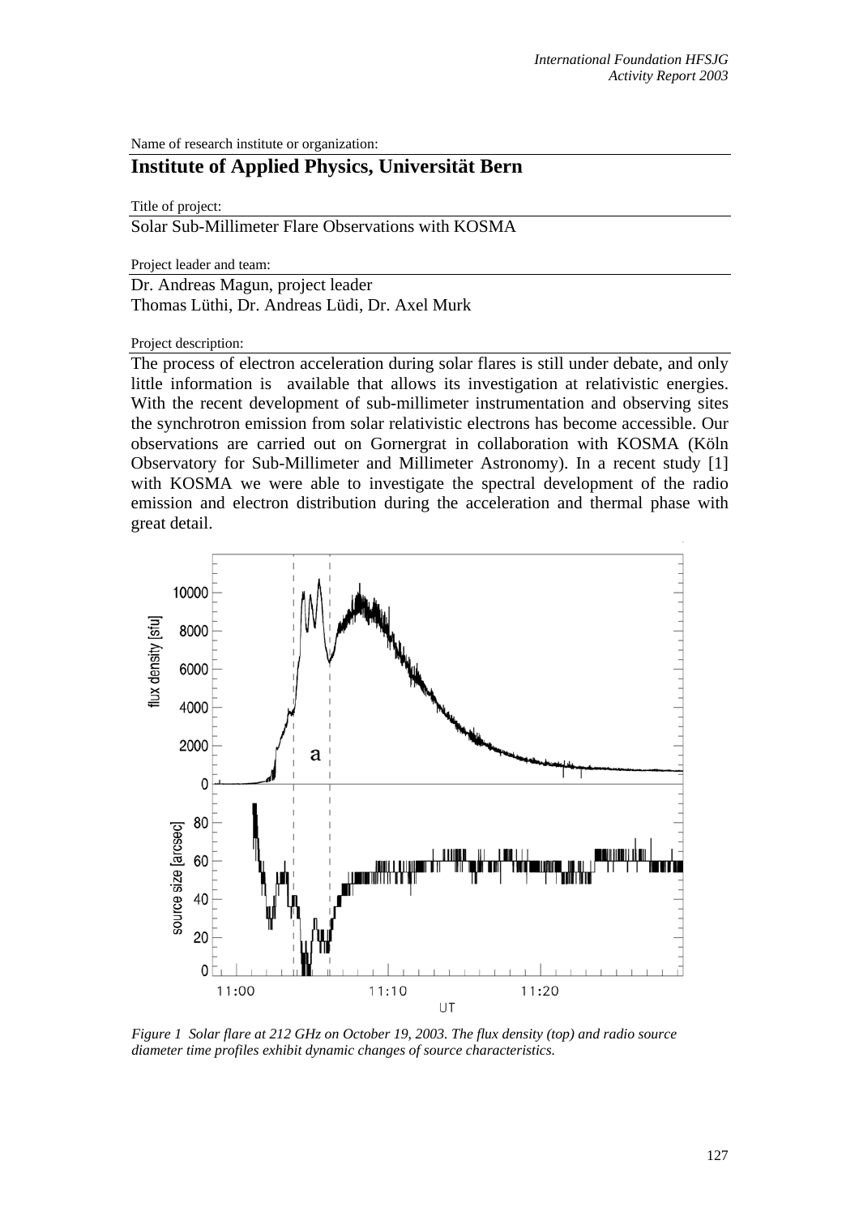Name of research institute or organization:

## Institute of Applied Physics, Universität Bern

Title of project:

Solar Sub-Millimeter Flare Observations with KOSMA

Project leader and team:

Dr. Andreas Magun, project leader
Thomas Lüthi, Dr. Andreas Lüdi, Dr. Axel Murk

Project description:

The process of electron acceleration during solar flares is still under debate, and only little information is available that allows its investigation at relativistic energies. With the recent development of sub-millimeter instrumentation and observing sites the synchrotron emission from solar relativistic electrons has become accessible. Our observations are carried out on Gornergrat in collaboration with KOSMA (Köln Observatory for Sub-Millimeter and Millimeter Astronomy). In a recent study [1] with KOSMA we were able to investigate the spectral development of the radio emission and electron distribution during the acceleration and thermal phase with great detail.

*Figure 1 Solar flare at 212 GHz on October 19, 2003. The flux density (top) and radio source diameter time profiles exhibit dynamic changes of source characteristics.*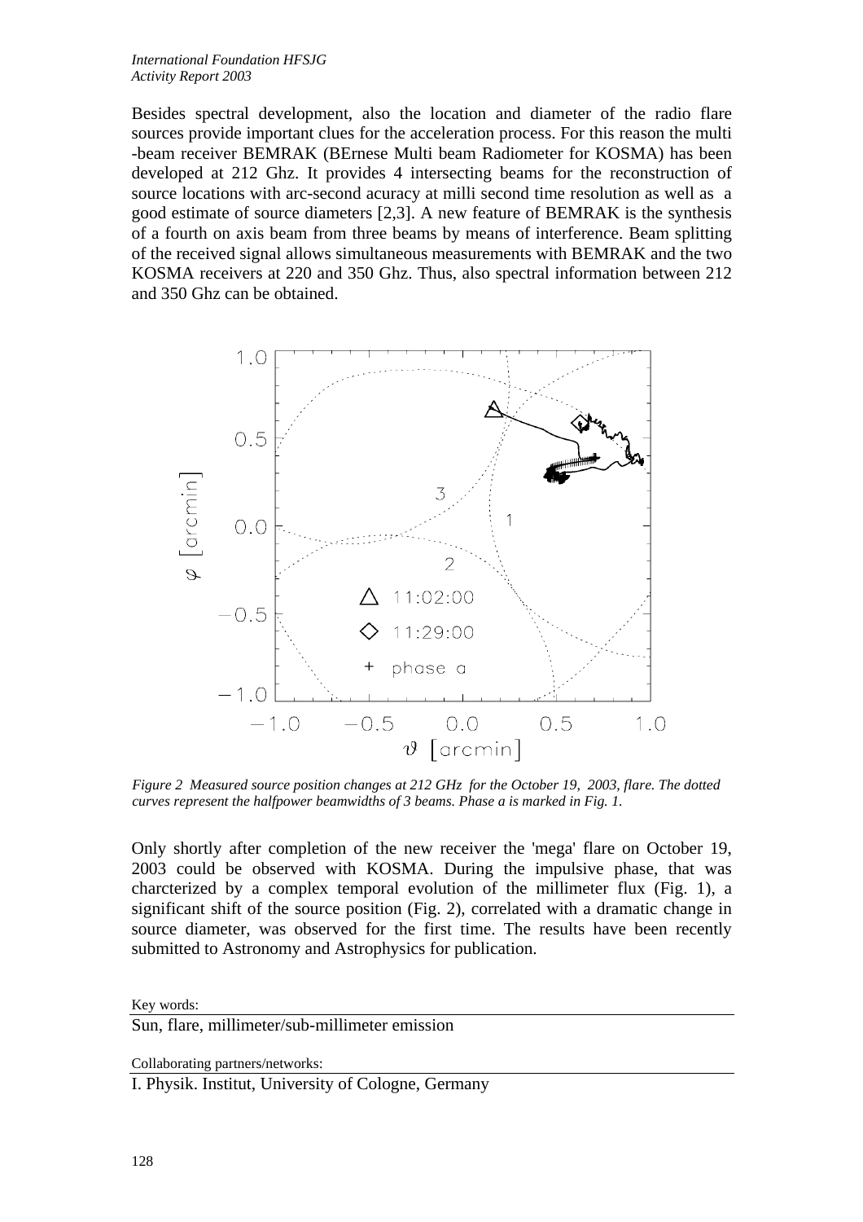Besides spectral development, also the location and diameter of the radio flare sources provide important clues for the acceleration process. For this reason the multi -beam receiver BEMRAK (BErnese Multi beam Radiometer for KOSMA) has been developed at 212 Ghz. It provides 4 intersecting beams for the reconstruction of source locations with arc-second acuracy at milli second time resolution as well as a good estimate of source diameters [2,3]. A new feature of BEMRAK is the synthesis of a fourth on axis beam from three beams by means of interference. Beam splitting of the received signal allows simultaneous measurements with BEMRAK and the two KOSMA receivers at 220 and 350 Ghz. Thus, also spectral information between 212 and 350 Ghz can be obtained.

*Figure 2 Measured source position changes at 212 GHz for the October 19, 2003, flare. The dotted curves represent the halfpower beamwidths of 3 beams. Phase a is marked in Fig. 1.*

Only shortly after completion of the new receiver the 'mega' flare on October 19, 2003 could be observed with KOSMA. During the impulsive phase, that was charcterized by a complex temporal evolution of the millimeter flux (Fig. 1), a significant shift of the source position (Fig. 2), correlated with a dramatic change in source diameter, was observed for the first time. The results have been recently submitted to Astronomy and Astrophysics for publication.

Key words:

Sun, flare, millimeter/sub-millimeter emission

Collaborating partners/networks:

I. Physik. Institut, University of Cologne, Germany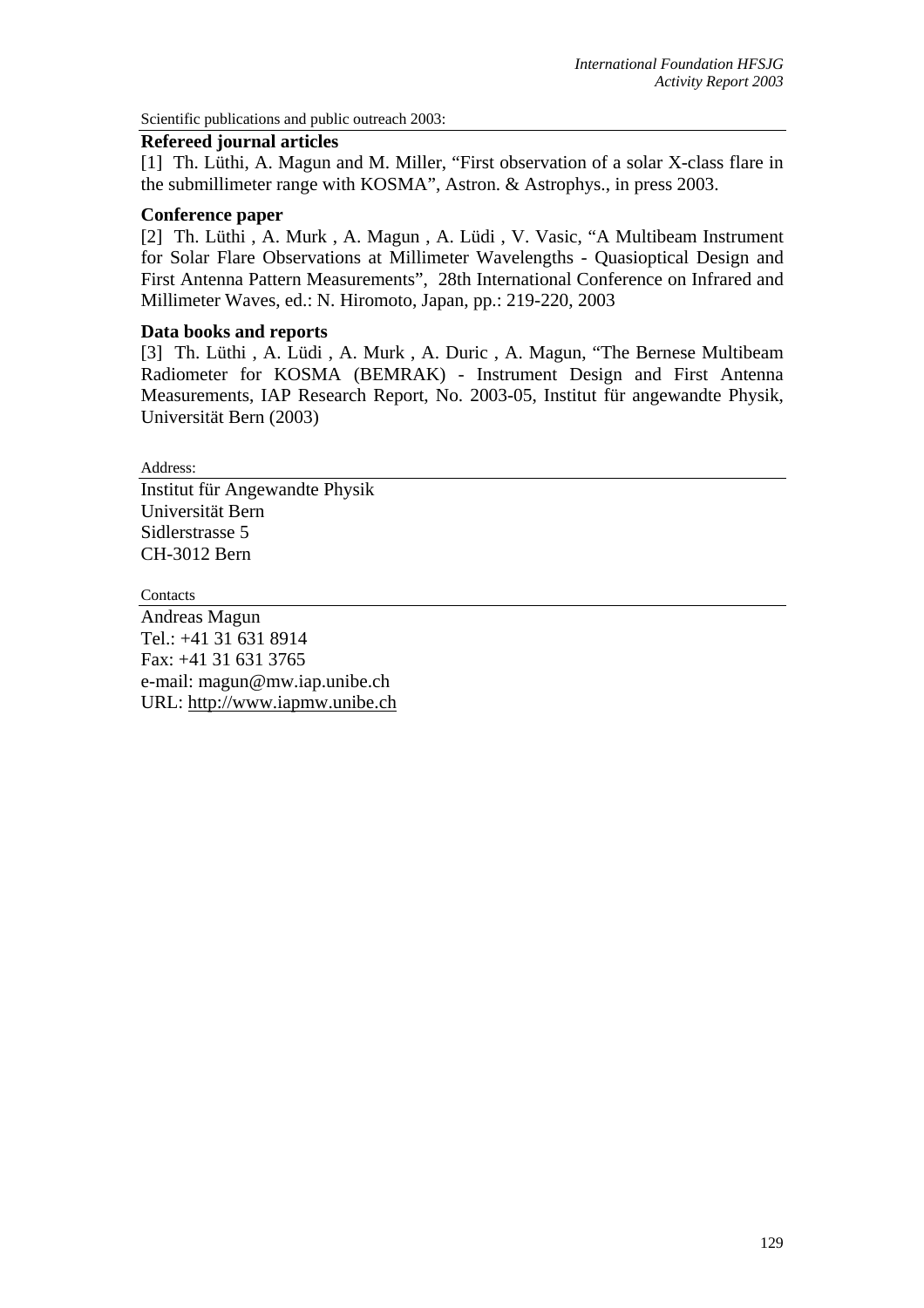Scientific publications and public outreach 2003:

**Refereed journal articles**

[1] Th. Lüthi, A. Magun and M. Miller, "First observation of a solar X-class flare in the submillimeter range with KOSMA", Astron. & Astrophys., in press 2003.

**Conference paper**

[2] Th. Lüthi , A. Murk , A. Magun , A. Lüdi , V. Vasic, "A Multibeam Instrument for Solar Flare Observations at Millimeter Wavelengths - Quasioptical Design and First Antenna Pattern Measurements", 28th International Conference on Infrared and Millimeter Waves, ed.: N. Hiromoto, Japan, pp.: 219-220, 2003

**Data books and reports**

[3] Th. Lüthi , A. Lüdi , A. Murk , A. Duric , A. Magun, "The Bernese Multibeam Radiometer for KOSMA (BEMRAK) - Instrument Design and First Antenna Measurements, IAP Research Report, No. 2003-05, Institut für angewandte Physik, Universität Bern (2003)

Address:

Institut für Angewandte Physik
Universität Bern
Sidlerstrasse 5
CH-3012 Bern

Contacts

Andreas Magun
Tel.: +41 31 631 8914
Fax: +41 31 631 3765
e-mail: magun@mw.iap.unibe.ch
URL: http://www.iapmw.unibe.ch